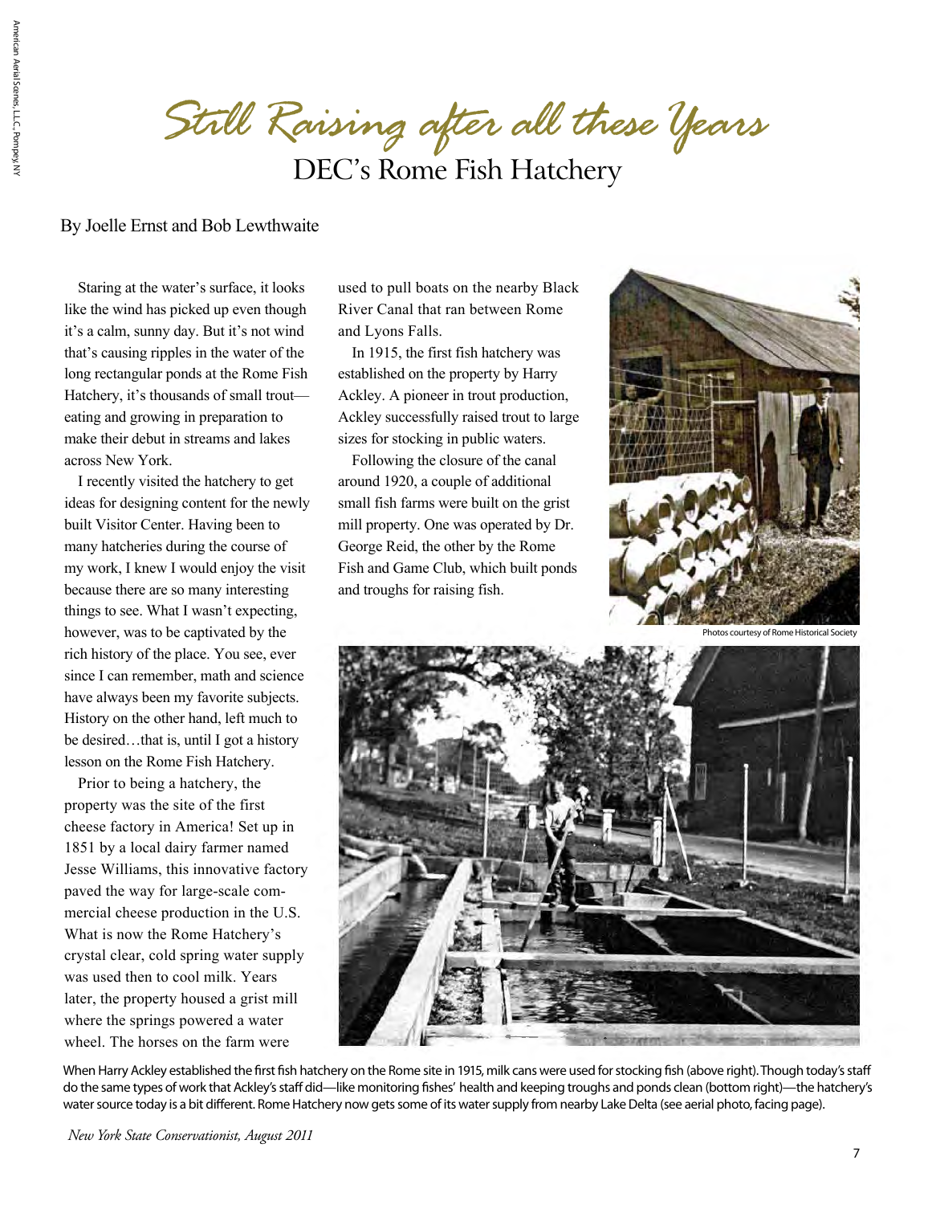# Still Raising after all these Years

## DEC's Rome Fish Hatchery

By Joelle Ernst and Bob Lewthwaite

Staring at the water's surface, it looks like the wind has picked up even though it's a calm, sunny day. But it's not wind that's causing ripples in the water of the long rectangular ponds at the Rome Fish Hatchery, it's thousands of small trout—eating and growing in preparation to make their debut in streams and lakes across New York.

I recently visited the hatchery to get ideas for designing content for the newly built Visitor Center. Having been to many hatcheries during the course of my work, I knew I would enjoy the visit because there are so many interesting things to see. What I wasn't expecting, however, was to be captivated by the rich history of the place. You see, ever since I can remember, math and science have always been my favorite subjects. History on the other hand, left much to be desired…that is, until I got a history lesson on the Rome Fish Hatchery.

Prior to being a hatchery, the property was the site of the first cheese factory in America! Set up in 1851 by a local dairy farmer named Jesse Williams, this innovative factory paved the way for large-scale commercial cheese production in the U.S. What is now the Rome Hatchery's crystal clear, cold spring water supply was used then to cool milk. Years later, the property housed a grist mill where the springs powered a water wheel. The horses on the farm were used to pull boats on the nearby Black River Canal that ran between Rome and Lyons Falls.

In 1915, the first fish hatchery was established on the property by Harry Ackley. A pioneer in trout production, Ackley successfully raised trout to large sizes for stocking in public waters.

Following the closure of the canal around 1920, a couple of additional small fish farms were built on the grist mill property. One was operated by Dr. George Reid, the other by the Rome Fish and Game Club, which built ponds and troughs for raising fish.

Photos courtesy of Rome Historical Society

When Harry Ackley established the first fish hatchery on the Rome site in 1915, milk cans were used for stocking fish (above right). Though today's staff do the same types of work that Ackley's staff did—like monitoring fishes' health and keeping troughs and ponds clean (bottom right)—the hatchery's water source today is a bit different. Rome Hatchery now gets some of its water supply from nearby Lake Delta (see aerial photo, facing page).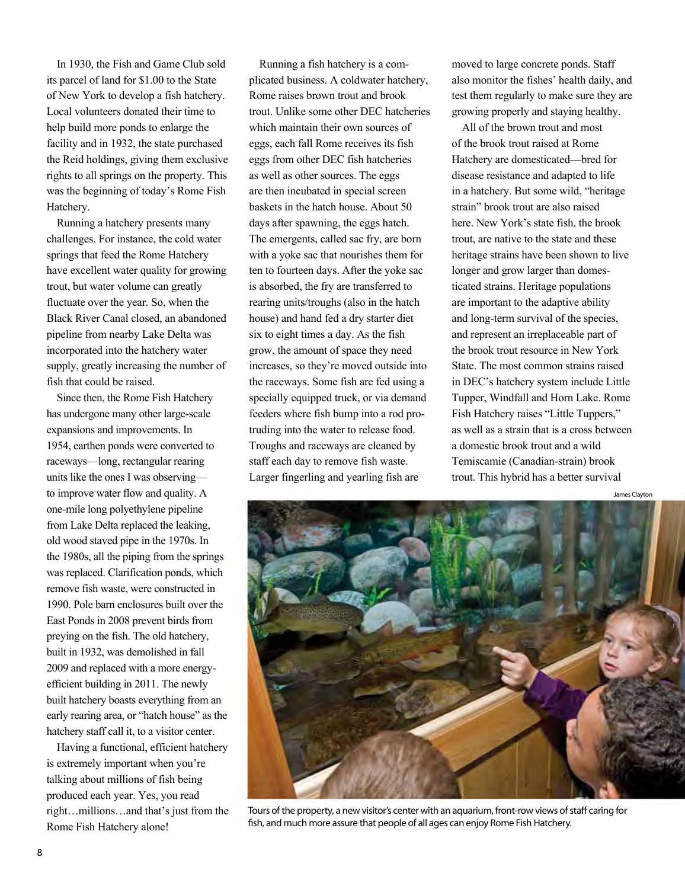In 1930, the Fish and Game Club sold its parcel of land for $1.00 to the State of New York to develop a fish hatchery. Local volunteers donated their time to help build more ponds to enlarge the facility and in 1932, the state purchased the Reid holdings, giving them exclusive rights to all springs on the property. This was the beginning of today's Rome Fish Hatchery.

Running a hatchery presents many challenges. For instance, the cold water springs that feed the Rome Hatchery have excellent water quality for growing trout, but water volume can greatly fluctuate over the year. So, when the Black River Canal closed, an abandoned pipeline from nearby Lake Delta was incorporated into the hatchery water supply, greatly increasing the number of fish that could be raised.

Since then, the Rome Fish Hatchery has undergone many other large-scale expansions and improvements. In 1954, earthen ponds were converted to raceways—long, rectangular rearing units like the ones I was observing—to improve water flow and quality. A one-mile long polyethylene pipeline from Lake Delta replaced the leaking, old wood staved pipe in the 1970s. In the 1980s, all the piping from the springs was replaced. Clarification ponds, which remove fish waste, were constructed in 1990. Pole barn enclosures built over the East Ponds in 2008 prevent birds from preying on the fish. The old hatchery, built in 1932, was demolished in fall 2009 and replaced with a more energy-efficient building in 2011. The newly built hatchery boasts everything from an early rearing area, or "hatch house" as the hatchery staff call it, to a visitor center.

Having a functional, efficient hatchery is extremely important when you're talking about millions of fish being produced each year. Yes, you read right…millions…and that's just from the Rome Fish Hatchery alone!

Running a fish hatchery is a complicated business. A coldwater hatchery, Rome raises brown trout and brook trout. Unlike some other DEC hatcheries which maintain their own sources of eggs, each fall Rome receives its fish eggs from other DEC fish hatcheries as well as other sources. The eggs are then incubated in special screen baskets in the hatch house. About 50 days after spawning, the eggs hatch. The emergents, called sac fry, are born with a yoke sac that nourishes them for ten to fourteen days. After the yoke sac is absorbed, the fry are transferred to rearing units/troughs (also in the hatch house) and hand fed a dry starter diet six to eight times a day. As the fish grow, the amount of space they need increases, so they're moved outside into the raceways. Some fish are fed using a specially equipped truck, or via demand feeders where fish bump into a rod protruding into the water to release food. Troughs and raceways are cleaned by staff each day to remove fish waste. Larger fingerling and yearling fish are moved to large concrete ponds. Staff also monitor the fishes' health daily, and test them regularly to make sure they are growing properly and staying healthy.

All of the brown trout and most of the brook trout raised at Rome Hatchery are domesticated—bred for disease resistance and adapted to life in a hatchery. But some wild, "heritage strain" brook trout are also raised here. New York's state fish, the brook trout, are native to the state and these heritage strains have been shown to live longer and grow larger than domesticated strains. Heritage populations are important to the adaptive ability and long-term survival of the species, and represent an irreplaceable part of the brook trout resource in New York State. The most common strains raised in DEC's hatchery system include Little Tupper, Windfall and Horn Lake. Rome Fish Hatchery raises "Little Tuppers," as well as a strain that is a cross between a domestic brook trout and a wild Temiscamie (Canadian-strain) brook trout. This hybrid has a better survival

James Clayton

Tours of the property, a new visitor's center with an aquarium, front-row views of staff caring for fish, and much more assure that people of all ages can enjoy Rome Fish Hatchery.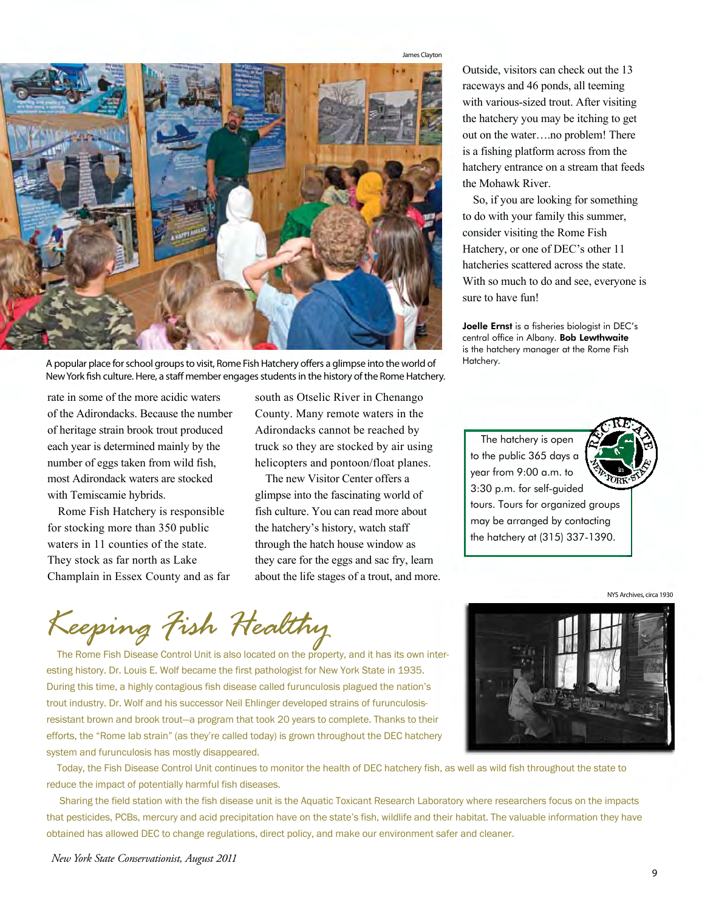James Clayton

A popular place for school groups to visit, Rome Fish Hatchery offers a glimpse into the world of New York fish culture. Here, a staff member engages students in the history of the Rome Hatchery.

rate in some of the more acidic waters of the Adirondacks. Because the number of heritage strain brook trout produced each year is determined mainly by the number of eggs taken from wild fish, most Adirondack waters are stocked with Temiscamie hybrids.

Rome Fish Hatchery is responsible for stocking more than 350 public waters in 11 counties of the state. They stock as far north as Lake Champlain in Essex County and as far south as Otselic River in Chenango County. Many remote waters in the Adirondacks cannot be reached by truck so they are stocked by air using helicopters and pontoon/float planes.

The new Visitor Center offers a glimpse into the fascinating world of fish culture. You can read more about the hatchery's history, watch staff through the hatch house window as they care for the eggs and sac fry, learn about the life stages of a trout, and more.

Outside, visitors can check out the 13 raceways and 46 ponds, all teeming with various-sized trout. After visiting the hatchery you may be itching to get out on the water….no problem! There is a fishing platform across from the hatchery entrance on a stream that feeds the Mohawk River.

So, if you are looking for something to do with your family this summer, consider visiting the Rome Fish Hatchery, or one of DEC's other 11 hatcheries scattered across the state. With so much to do and see, everyone is sure to have fun!

**Joelle Ernst** is a fisheries biologist in DEC's central office in Albany. **Bob Lewthwaite** is the hatchery manager at the Rome Fish Hatchery.

The hatchery is open to the public 365 days a year from 9:00 a.m. to 3:30 p.m. for self-guided tours. Tours for organized groups may be arranged by contacting the hatchery at (315) 337-1390.

## Keeping Fish Healthy

The Rome Fish Disease Control Unit is also located on the property, and it has its own interesting history. Dr. Louis E. Wolf became the first pathologist for New York State in 1935. During this time, a highly contagious fish disease called furunculosis plagued the nation's trout industry. Dr. Wolf and his successor Neil Ehlinger developed strains of furunculosis-resistant brown and brook trout—a program that took 20 years to complete. Thanks to their efforts, the "Rome lab strain" (as they're called today) is grown throughout the DEC hatchery system and furunculosis has mostly disappeared.

NYS Archives, circa 1930

Today, the Fish Disease Control Unit continues to monitor the health of DEC hatchery fish, as well as wild fish throughout the state to reduce the impact of potentially harmful fish diseases.

Sharing the field station with the fish disease unit is the Aquatic Toxicant Research Laboratory where researchers focus on the impacts that pesticides, PCBs, mercury and acid precipitation have on the state's fish, wildlife and their habitat. The valuable information they have obtained has allowed DEC to change regulations, direct policy, and make our environment safer and cleaner.